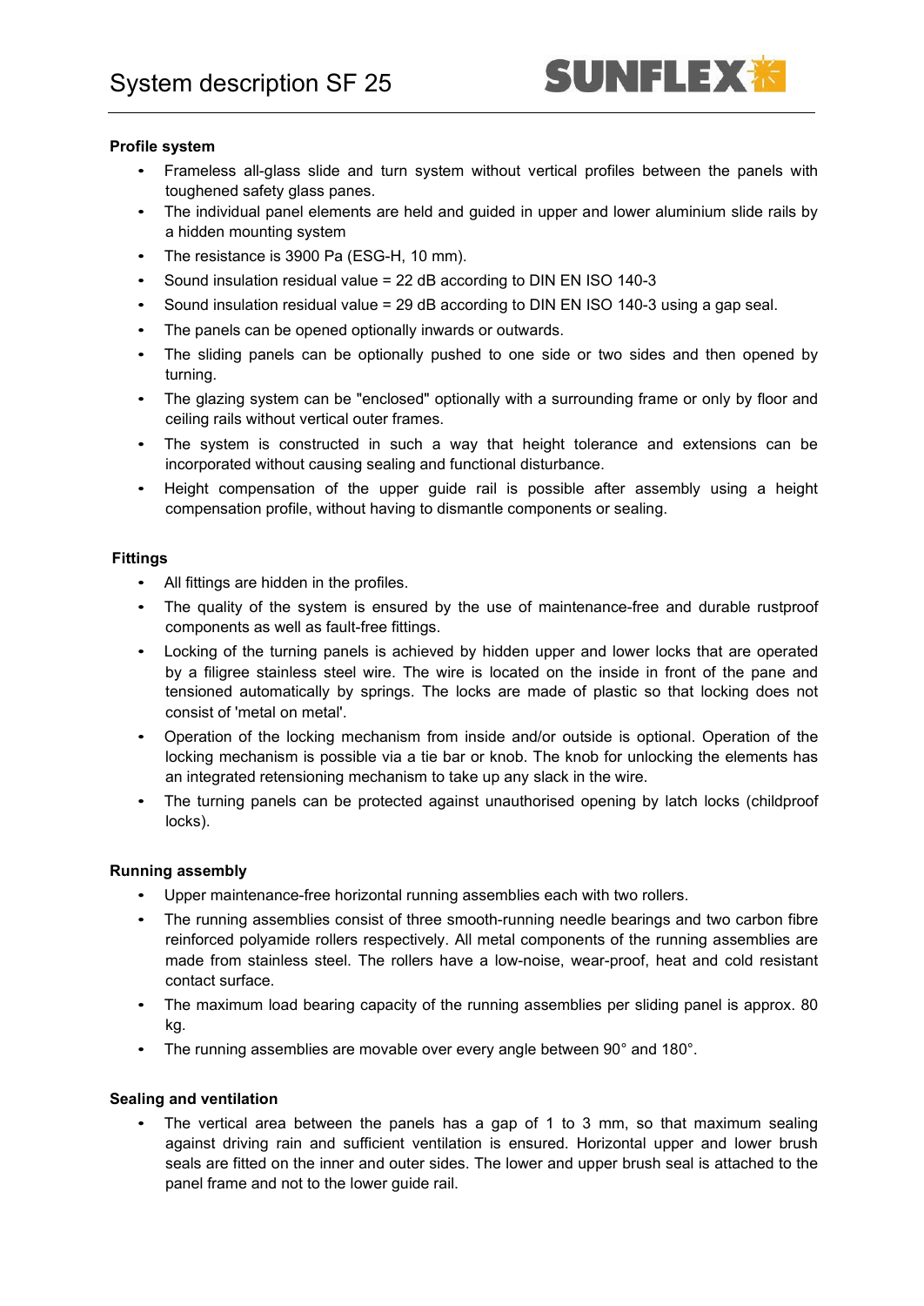# System description SF 25

SUNFLEX

**Profile system**

- Frameless all-glass slide and turn system without vertical profiles between the panels with toughened safety glass panes.
- The individual panel elements are held and guided in upper and lower aluminium slide rails by a hidden mounting system
- The resistance is 3900 Pa (ESG-H, 10 mm).
- Sound insulation residual value = 22 dB according to DIN EN ISO 140-3
- Sound insulation residual value = 29 dB according to DIN EN ISO 140-3 using a gap seal.
- The panels can be opened optionally inwards or outwards.
- The sliding panels can be optionally pushed to one side or two sides and then opened by turning.
- The glazing system can be "enclosed" optionally with a surrounding frame or only by floor and ceiling rails without vertical outer frames.
- The system is constructed in such a way that height tolerance and extensions can be incorporated without causing sealing and functional disturbance.
- Height compensation of the upper guide rail is possible after assembly using a height compensation profile, without having to dismantle components or sealing.

**Fittings**

- All fittings are hidden in the profiles.
- The quality of the system is ensured by the use of maintenance-free and durable rustproof components as well as fault-free fittings.
- Locking of the turning panels is achieved by hidden upper and lower locks that are operated by a filigree stainless steel wire. The wire is located on the inside in front of the pane and tensioned automatically by springs. The locks are made of plastic so that locking does not consist of 'metal on metal'.
- Operation of the locking mechanism from inside and/or outside is optional. Operation of the locking mechanism is possible via a tie bar or knob. The knob for unlocking the elements has an integrated retensioning mechanism to take up any slack in the wire.
- The turning panels can be protected against unauthorised opening by latch locks (childproof locks).

**Running assembly**

- Upper maintenance-free horizontal running assemblies each with two rollers.
- The running assemblies consist of three smooth-running needle bearings and two carbon fibre reinforced polyamide rollers respectively. All metal components of the running assemblies are made from stainless steel. The rollers have a low-noise, wear-proof, heat and cold resistant contact surface.
- The maximum load bearing capacity of the running assemblies per sliding panel is approx. 80 kg.
- The running assemblies are movable over every angle between 90° and 180°.

**Sealing and ventilation**

- The vertical area between the panels has a gap of 1 to 3 mm, so that maximum sealing against driving rain and sufficient ventilation is ensured. Horizontal upper and lower brush seals are fitted on the inner and outer sides. The lower and upper brush seal is attached to the panel frame and not to the lower guide rail.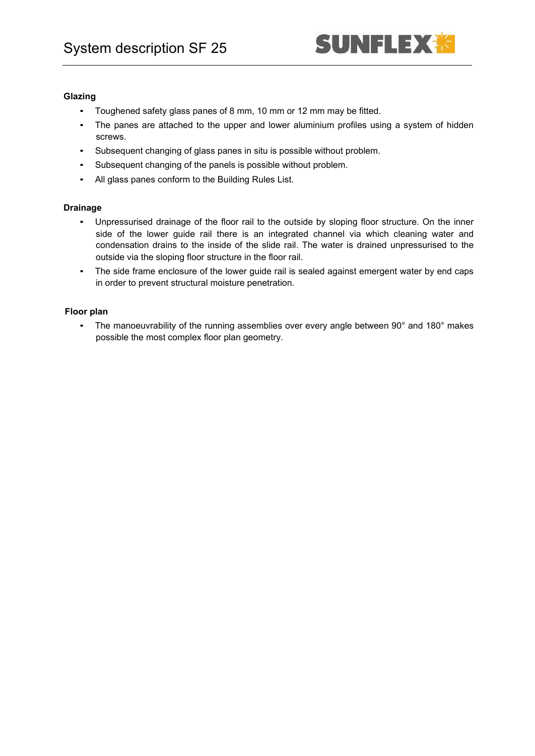**Glazing**

- Toughened safety glass panes of 8 mm, 10 mm or 12 mm may be fitted.
- The panes are attached to the upper and lower aluminium profiles using a system of hidden screws.
- Subsequent changing of glass panes in situ is possible without problem.
- Subsequent changing of the panels is possible without problem.
- All glass panes conform to the Building Rules List.

**Drainage**

- Unpressurised drainage of the floor rail to the outside by sloping floor structure. On the inner side of the lower guide rail there is an integrated channel via which cleaning water and condensation drains to the inside of the slide rail. The water is drained unpressurised to the outside via the sloping floor structure in the floor rail.
- The side frame enclosure of the lower guide rail is sealed against emergent water by end caps in order to prevent structural moisture penetration.

**Floor plan**

- The manoeuvrability of the running assemblies over every angle between 90° and 180° makes possible the most complex floor plan geometry.